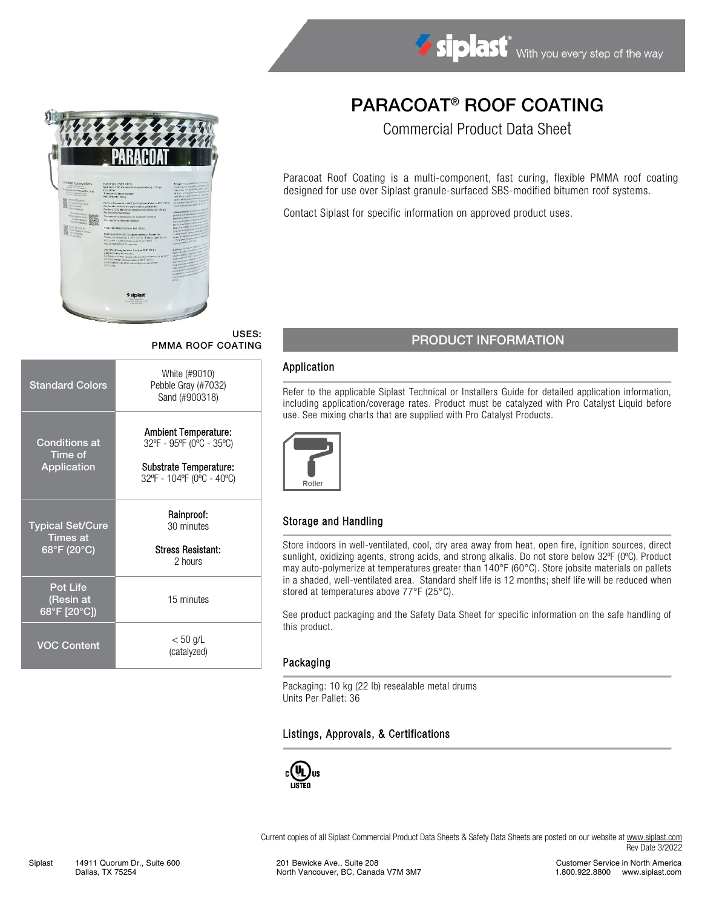# PARACOAT® ROOF COATING

Commercial Product Data Sheet

Paracoat Roof Coating is a multi-component, fast curing, flexible PMMA roof coating designed for use over Siplast granule-surfaced SBS-modified bitumen roof systems.

Contact Siplast for specific information on approved product uses.

**USES:**
**PMMA ROOF COATING**

| | |
|---|---|
| Standard Colors | White (#9010)<br>Pebble Gray (#7032)<br>Sand (#900318) |
| Conditions at Time of Application | **Ambient Temperature:**<br>32ºF - 95ºF (0ºC - 35ºC)<br>**Substrate Temperature:**<br>32ºF - 104ºF (0ºC - 40ºC) |
| Typical Set/Cure Times at 68°F (20°C) | **Rainproof:**<br>30 minutes<br>**Stress Resistant:**<br>2 hours |
| Pot Life (Resin at 68°F [20°C]) | 15 minutes |
| VOC Content | < 50 g/L (catalyzed) |

## PRODUCT INFORMATION

### Application

Refer to the applicable Siplast Technical or Installers Guide for detailed application information, including application/coverage rates. Product must be catalyzed with Pro Catalyst Liquid before use. See mixing charts that are supplied with Pro Catalyst Products.

Roller

### Storage and Handling

Store indoors in well-ventilated, cool, dry area away from heat, open fire, ignition sources, direct sunlight, oxidizing agents, strong acids, and strong alkalis. Do not store below 32ºF (0ºC). Product may auto-polymerize at temperatures greater than 140°F (60°C). Store jobsite materials on pallets in a shaded, well-ventilated area. Standard shelf life is 12 months; shelf life will be reduced when stored at temperatures above 77°F (25°C).

See product packaging and the Safety Data Sheet for specific information on the safe handling of this product.

### Packaging

Packaging: 10 kg (22 lb) resealable metal drums
Units Per Pallet: 36

### Listings, Approvals, & Certifications

c UL us LISTED

Current copies of all Siplast Commercial Product Data Sheets & Safety Data Sheets are posted on our website at www.siplast.com
Rev Date 3/2022

Siplast 14911 Quorum Dr., Suite 600 Dallas, TX 75254 | 201 Bewicke Ave., Suite 208 North Vancouver, BC, Canada V7M 3M7 | Customer Service in North America 1.800.922.8800 www.siplast.com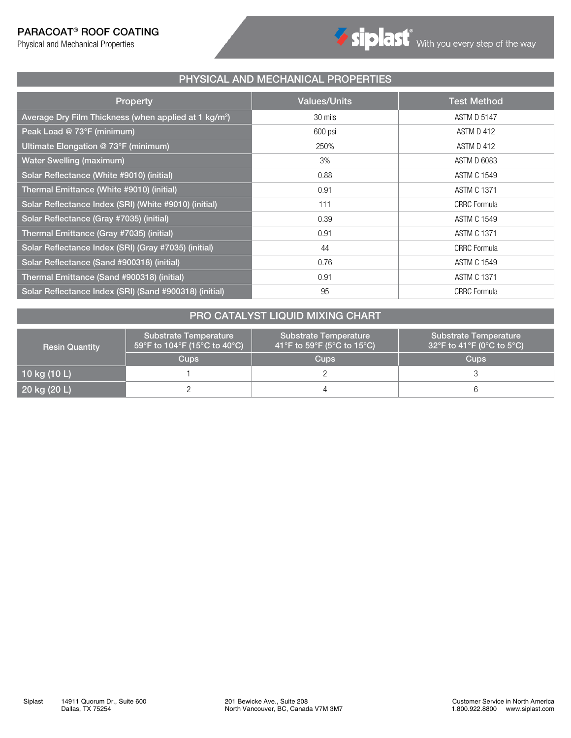# PARACOAT® ROOF COATING

Physical and Mechanical Properties

## PHYSICAL AND MECHANICAL PROPERTIES

| Property | Values/Units | Test Method |
|---|---|---|
| Average Dry Film Thickness (when applied at 1 kg/m²) | 30 mils | ASTM D 5147 |
| Peak Load @ 73°F (minimum) | 600 psi | ASTM D 412 |
| Ultimate Elongation @ 73°F (minimum) | 250% | ASTM D 412 |
| Water Swelling (maximum) | 3% | ASTM D 6083 |
| Solar Reflectance (White #9010) (initial) | 0.88 | ASTM C 1549 |
| Thermal Emittance (White #9010) (initial) | 0.91 | ASTM C 1371 |
| Solar Reflectance Index (SRI) (White #9010) (initial) | 111 | CRRC Formula |
| Solar Reflectance (Gray #7035) (initial) | 0.39 | ASTM C 1549 |
| Thermal Emittance (Gray #7035) (initial) | 0.91 | ASTM C 1371 |
| Solar Reflectance Index (SRI) (Gray #7035) (initial) | 44 | CRRC Formula |
| Solar Reflectance (Sand #900318) (initial) | 0.76 | ASTM C 1549 |
| Thermal Emittance (Sand #900318) (initial) | 0.91 | ASTM C 1371 |
| Solar Reflectance Index (SRI) (Sand #900318) (initial) | 95 | CRRC Formula |

## PRO CATALYST LIQUID MIXING CHART

| Resin Quantity | Substrate Temperature 59°F to 104°F (15°C to 40°C) | Substrate Temperature 41°F to 59°F (5°C to 15°C) | Substrate Temperature 32°F to 41°F (0°C to 5°C) |
|---|---|---|---|
| | Cups | Cups | Cups |
| 10 kg (10 L) | 1 | 2 | 3 |
| 20 kg (20 L) | 2 | 4 | 6 |

Siplast 14911 Quorum Dr., Suite 600
Dallas, TX 75254

201 Bewicke Ave., Suite 208
North Vancouver, BC, Canada V7M 3M7

Customer Service in North America
1.800.922.8800 www.siplast.com